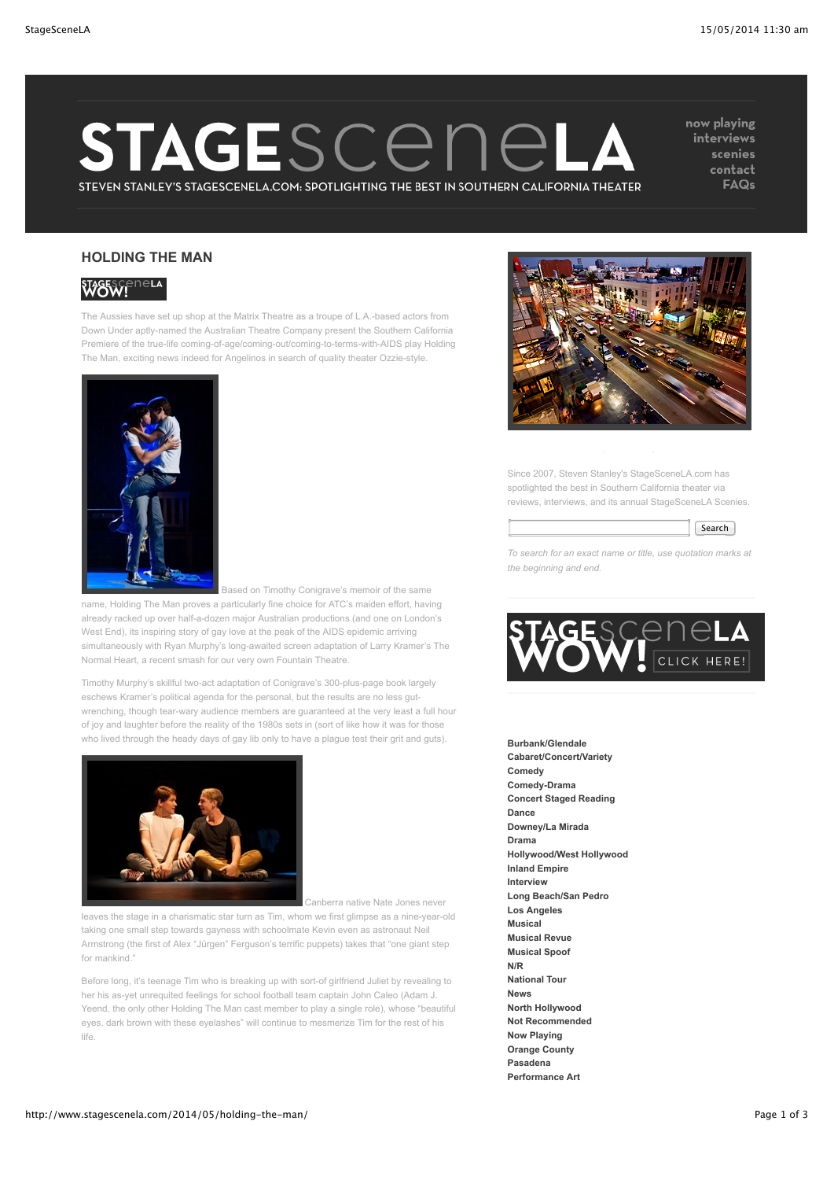# HOLDING THE MAN

The Aussies have set up shop at the Matrix Theatre as a troupe of L.A.-based actors from Down Under aptly-named the Australian Theatre Company present the Southern California Premiere of the true-life coming-of-age/coming-out/coming-to-terms-with-AIDS play Holding The Man, exciting news indeed for Angelinos in search of quality theater Ozzie-style.

Based on Timothy Conigrave's memoir of the same name, Holding The Man proves a particularly fine choice for ATC's maiden effort, having already racked up over half-a-dozen major Australian productions (and one on London's West End), its inspiring story of gay love at the peak of the AIDS epidemic arriving simultaneously with Ryan Murphy's long-awaited screen adaptation of Larry Kramer's The Normal Heart, a recent smash for our very own Fountain Theatre.

Timothy Murphy's skillful two-act adaptation of Conigrave's 300-plus-page book largely eschews Kramer's political agenda for the personal, but the results are no less gut-wrenching, though tear-wary audience members are guaranteed at the very least a full hour of joy and laughter before the reality of the 1980s sets in (sort of like how it was for those who lived through the heady days of gay lib only to have a plague test their grit and guts).

Canberra native Nate Jones never leaves the stage in a charismatic star turn as Tim, whom we first glimpse as a nine-year-old taking one small step towards gayness with schoolmate Kevin even as astronaut Neil Armstrong (the first of Alex "Jürgen" Ferguson's terrific puppets) takes that "one giant step for mankind."

Before long, it's teenage Tim who is breaking up with sort-of girlfriend Juliet by revealing to her his as-yet unrequited feelings for school football team captain John Caleo (Adam J. Yeend, the only other Holding The Man cast member to play a single role), whose "beautiful eyes, dark brown with these eyelashes" will continue to mesmerize Tim for the rest of his life.

Since 2007, Steven Stanley's StageSceneLA.com has spotlighted the best in Southern California theater via reviews, interviews, and its annual StageSceneLA Scenies.

*To search for an exact name or title, use quotation marks at the beginning and end.*

- Burbank/Glendale
- Cabaret/Concert/Variety
- Comedy
- Comedy-Drama
- Concert Staged Reading
- Dance
- Downey/La Mirada
- Drama
- Hollywood/West Hollywood
- Inland Empire
- Interview
- Long Beach/San Pedro
- Los Angeles
- Musical
- Musical Revue
- Musical Spoof
- N/R
- National Tour
- News
- North Hollywood
- Not Recommended
- Now Playing
- Orange County
- Pasadena
- Performance Art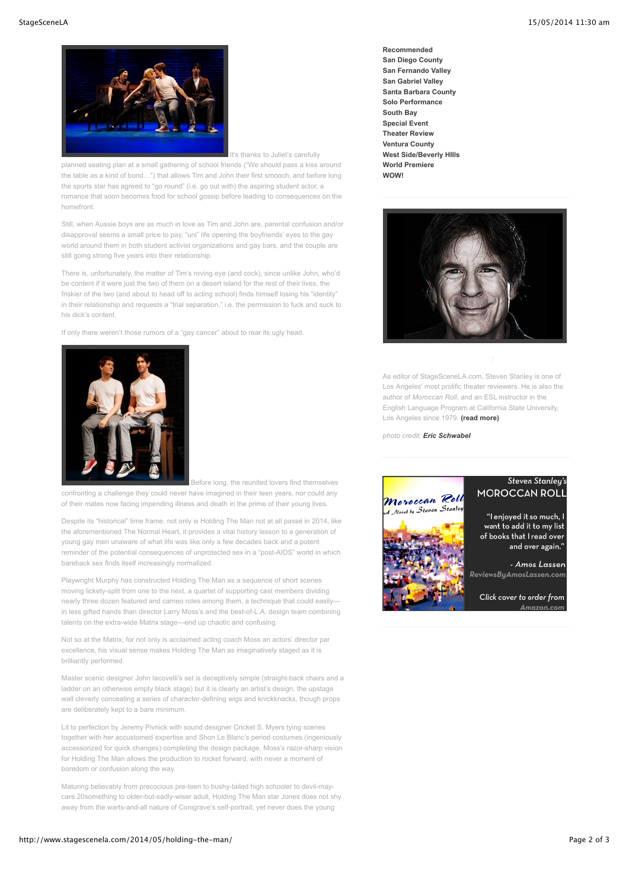It's thanks to Juliet's carefully planned seating plan at a small gathering of school friends ("We should pass a kiss around the table as a kind of bond…") that allows Tim and John their first smooch, and before long the sports star has agreed to "go round" (i.e. go out with) the aspiring student actor, a romance that soon becomes food for school gossip before leading to consequences on the homefront.

Still, when Aussie boys are as much in love as Tim and John are, parental confusion and/or disapproval seems a small price to pay, "uni" life opening the boyfriends' eyes to the gay world around them in both student activist organizations and gay bars, and the couple are still going strong five years into their relationship.

There is, unfortunately, the matter of Tim's roving eye (and cock), since unlike John, who'd be content if it were just the two of them on a desert island for the rest of their lives, the friskier of the two (and about to head off to acting school) finds himself losing his "identity" in their relationship and requests a "trial separation," i.e. the permission to fuck and suck to his dick's content.

If only there weren't those rumors of a "gay cancer" about to rear its ugly head.

Before long, the reunited lovers find themselves confronting a challenge they could never have imagined in their teen years, nor could any of their mates now facing impending illness and death in the prime of their young lives.

Despite its "historical" time frame, not only is Holding The Man not at all passé in 2014, like the aforementioned The Normal Heart, it provides a vital history lesson to a generation of young gay men unaware of what life was like only a few decades back and a potent reminder of the potential consequences of unprotected sex in a "post-AIDS" world in which bareback sex finds itself increasingly normalized.

Playwright Murphy has constructed Holding The Man as a sequence of short scenes moving lickety-split from one to the next, a quartet of supporting cast members dividing nearly three dozen featured and cameo roles among them, a technique that could easily—in less gifted hands than director Larry Moss's and the best-of-L.A. design team combining talents on the extra-wide Matrix stage—end up chaotic and confusing.

Not so at the Matrix, for not only is acclaimed acting coach Moss an actors' director par excellence, his visual sense makes Holding The Man as imaginatively staged as it is brilliantly performed.

Master scenic designer John Iacovelli's set is deceptively simple (straight-back chairs and a ladder on an otherwise empty black stage) but it is clearly an artist's design, the upstage wall cleverly concealing a series of character-defining wigs and knickknacks, though props are deliberately kept to a bare minimum.

Lit to perfection by Jeremy Pivnick with sound designer Cricket S. Myers tying scenes together with her accustomed expertise and Shon Le Blanc's period costumes (ingeniously accessorized for quick changes) completing the design package, Moss's razor-sharp vision for Holding The Man allows the production to rocket forward, with never a moment of boredom or confusion along the way.

Maturing believably from precocious pre-teen to bushy-tailed high schooler to devil-may-care 20something to older-but-sadly-wiser adult, Holding The Man star Jones does not shy away from the warts-and-all nature of Conigrave's self-portrait, yet never does the young

**Recommended**
**San Diego County**
**San Fernando Valley**
**San Gabriel Valley**
**Santa Barbara County**
**Solo Performance**
**South Bay**
**Special Event**
**Theater Review**
**Ventura County**
**West Side/Beverly HIlls**
**World Premiere**
**WOW!**

As editor of StageSceneLA.com, Steven Stanley is one of Los Angeles' most prolific theater reviewers. He is also the author of *Moroccan Roll*, and an ESL instructor in the English Language Program at California State University, Los Angeles since 1979. **(read more)**

*photo credit:* ***Eric Schwabel***

*Steven Stanley's* MOROCCAN ROLL

"I enjoyed it so much, I want to add it to my list of books that I read over and over again."

*- Amos Lassen*
*ReviewsByAmosLassen.com*

*Click cover to order from Amazon.com*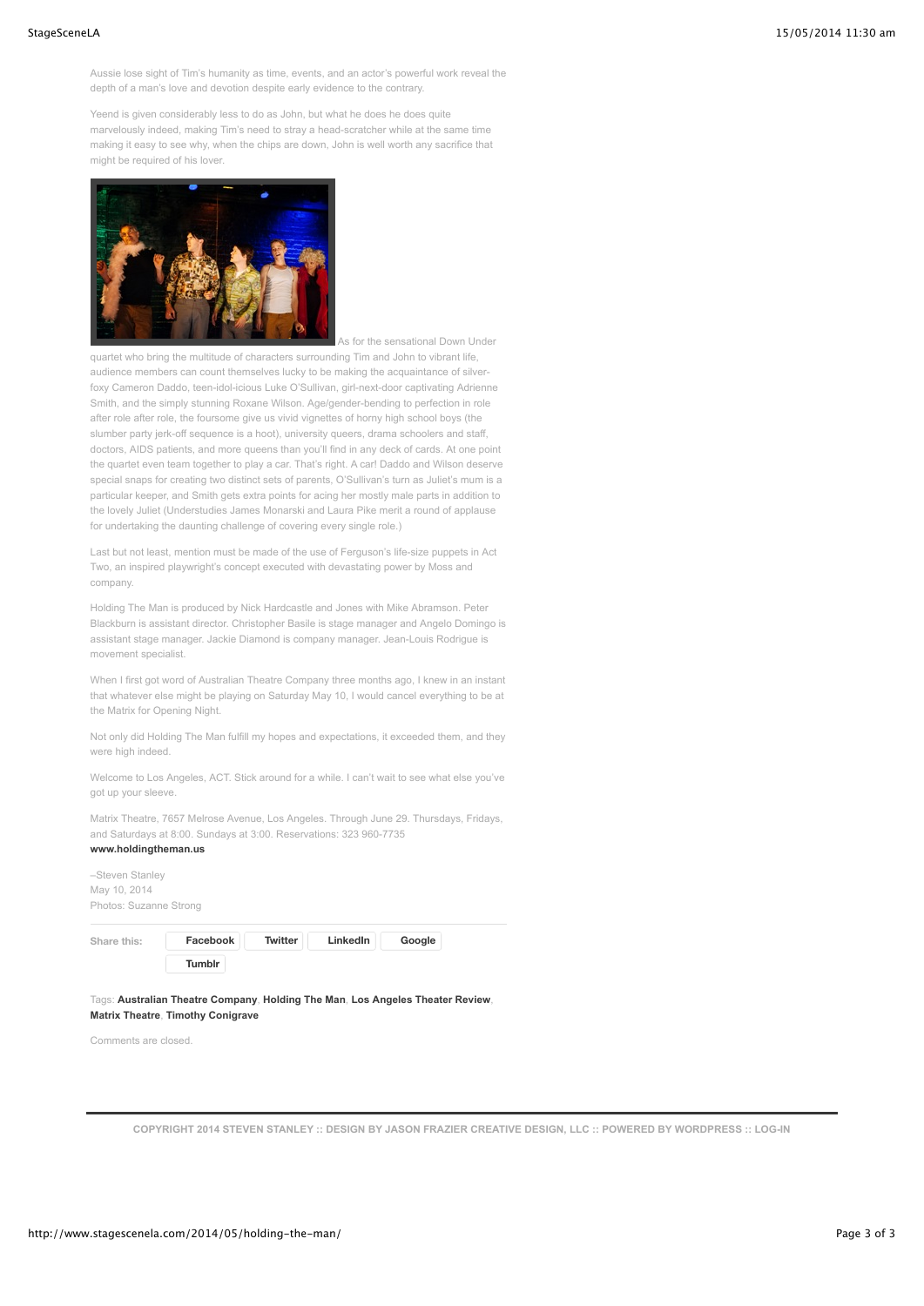Aussie lose sight of Tim's humanity as time, events, and an actor's powerful work reveal the depth of a man's love and devotion despite early evidence to the contrary.

Yeend is given considerably less to do as John, but what he does he does quite marvelously indeed, making Tim's need to stray a head-scratcher while at the same time making it easy to see why, when the chips are down, John is well worth any sacrifice that might be required of his lover.

As for the sensational Down Under quartet who bring the multitude of characters surrounding Tim and John to vibrant life, audience members can count themselves lucky to be making the acquaintance of silver-foxy Cameron Daddo, teen-idol-icious Luke O'Sullivan, girl-next-door captivating Adrienne Smith, and the simply stunning Roxane Wilson. Age/gender-bending to perfection in role after role, the foursome give us vivid vignettes of horny high school boys (the slumber party jerk-off sequence is a hoot), university queers, drama schoolers and staff, doctors, AIDS patients, and more queens than you'll find in any deck of cards. At one point the quartet even team together to play a car. That's right. A car! Daddo and Wilson deserve special snaps for creating two distinct sets of parents, O'Sullivan's turn as Juliet's mum is a particular keeper, and Smith gets extra points for acing her mostly male parts in addition to the lovely Juliet (Understudies James Monarski and Laura Pike merit a round of applause for undertaking the daunting challenge of covering every single role.)

Last but not least, mention must be made of the use of Ferguson's life-size puppets in Act Two, an inspired playwright's concept executed with devastating power by Moss and company.

Holding The Man is produced by Nick Hardcastle and Jones with Mike Abramson. Peter Blackburn is assistant director. Christopher Basile is stage manager and Angelo Domingo is assistant stage manager. Jackie Diamond is company manager. Jean-Louis Rodrigue is movement specialist.

When I first got word of Australian Theatre Company three months ago, I knew in an instant that whatever else might be playing on Saturday May 10, I would cancel everything to be at the Matrix for Opening Night.

Not only did Holding The Man fulfill my hopes and expectations, it exceeded them, and they were high indeed.

Welcome to Los Angeles, ACT. Stick around for a while. I can't wait to see what else you've got up your sleeve.

Matrix Theatre, 7657 Melrose Avenue, Los Angeles. Through June 29. Thursdays, Fridays, and Saturdays at 8:00. Sundays at 3:00. Reservations: 323 960-7735
**www.holdingtheman.us**

–Steven Stanley
May 10, 2014
Photos: Suzanne Strong

Share this: Facebook Twitter LinkedIn Google Tumblr

Tags: **Australian Theatre Company**, **Holding The Man**, **Los Angeles Theater Review**, **Matrix Theatre**, **Timothy Conigrave**

Comments are closed.

COPYRIGHT 2014 STEVEN STANLEY :: DESIGN BY JASON FRAZIER CREATIVE DESIGN, LLC :: POWERED BY WORDPRESS :: LOG-IN